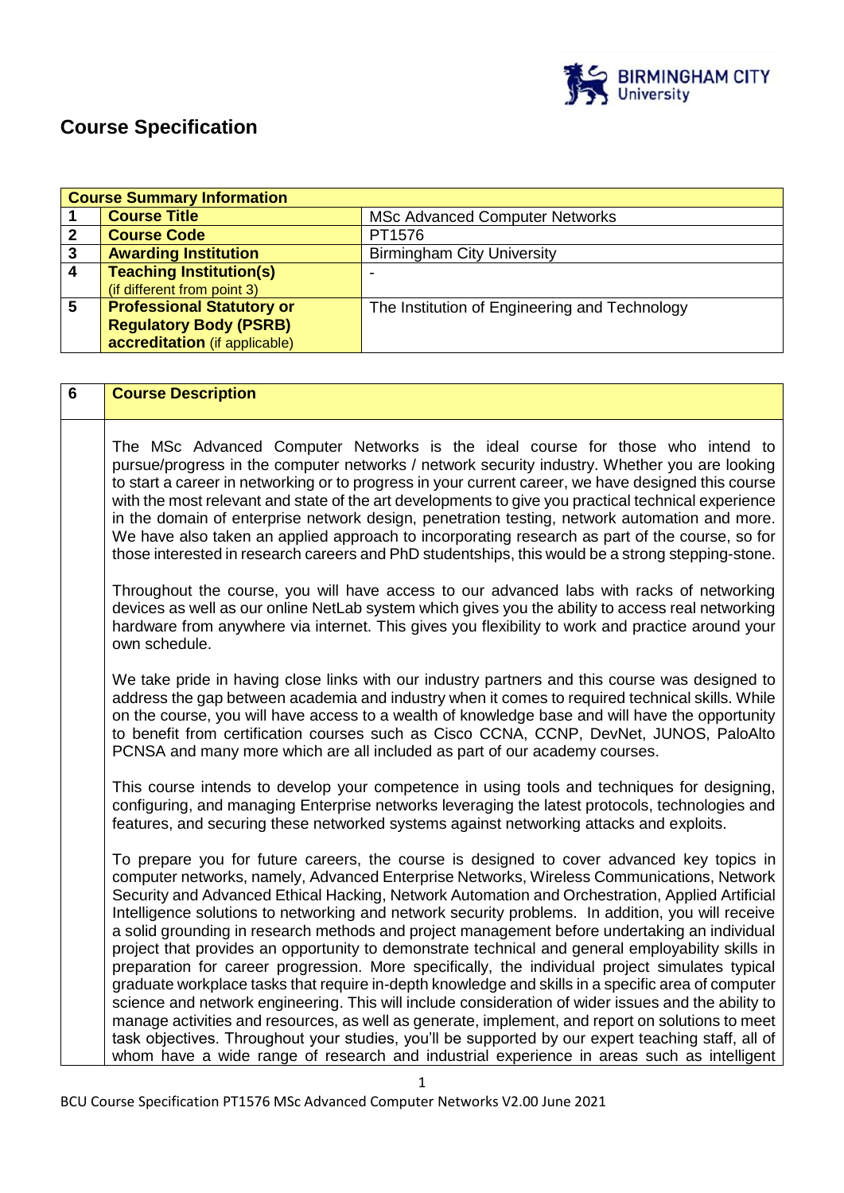# Course Specification

| Course Summary Information | | |
|---|---|---|
| 1 | **Course Title** | MSc Advanced Computer Networks |
| 2 | **Course Code** | PT1576 |
| 3 | **Awarding Institution** | Birmingham City University |
| 4 | **Teaching Institution(s)** (if different from point 3) | - |
| 5 | **Professional Statutory or Regulatory Body (PSRB) accreditation** (if applicable) | The Institution of Engineering and Technology |

| 6 | **Course Description** |
|---|---|
| | The MSc Advanced Computer Networks is the ideal course for those who intend to pursue/progress in the computer networks / network security industry. Whether you are looking to start a career in networking or to progress in your current career, we have designed this course with the most relevant and state of the art developments to give you practical technical experience in the domain of enterprise network design, penetration testing, network automation and more. We have also taken an applied approach to incorporating research as part of the course, so for those interested in research careers and PhD studentships, this would be a strong stepping-stone.<br><br>Throughout the course, you will have access to our advanced labs with racks of networking devices as well as our online NetLab system which gives you the ability to access real networking hardware from anywhere via internet. This gives you flexibility to work and practice around your own schedule.<br><br>We take pride in having close links with our industry partners and this course was designed to address the gap between academia and industry when it comes to required technical skills. While on the course, you will have access to a wealth of knowledge base and will have the opportunity to benefit from certification courses such as Cisco CCNA, CCNP, DevNet, JUNOS, PaloAlto PCNSA and many more which are all included as part of our academy courses.<br><br>This course intends to develop your competence in using tools and techniques for designing, configuring, and managing Enterprise networks leveraging the latest protocols, technologies and features, and securing these networked systems against networking attacks and exploits.<br><br>To prepare you for future careers, the course is designed to cover advanced key topics in computer networks, namely, Advanced Enterprise Networks, Wireless Communications, Network Security and Advanced Ethical Hacking, Network Automation and Orchestration, Applied Artificial Intelligence solutions to networking and network security problems. In addition, you will receive a solid grounding in research methods and project management before undertaking an individual project that provides an opportunity to demonstrate technical and general employability skills in preparation for career progression. More specifically, the individual project simulates typical graduate workplace tasks that require in-depth knowledge and skills in a specific area of computer science and network engineering. This will include consideration of wider issues and the ability to manage activities and resources, as well as generate, implement, and report on solutions to meet task objectives. Throughout your studies, you'll be supported by our expert teaching staff, all of whom have a wide range of research and industrial experience in areas such as intelligent |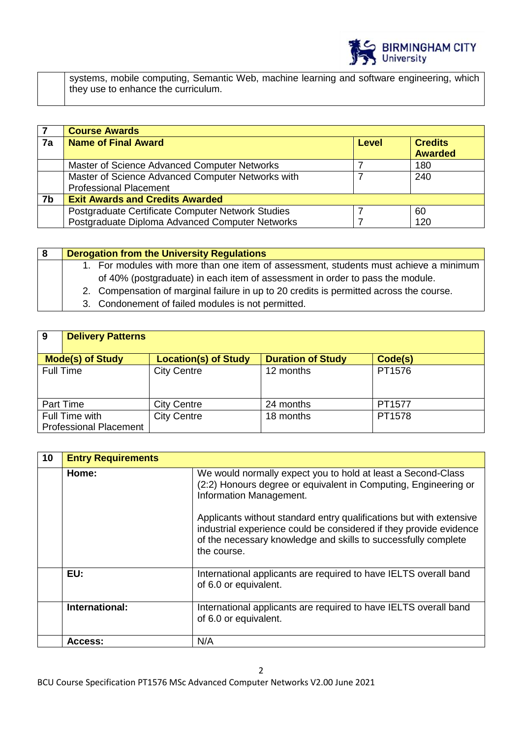| | |
|---|---|
| | systems, mobile computing, Semantic Web, machine learning and software engineering, which they use to enhance the curriculum. |

| 7 | Course Awards | | |
|---|---|---|---|
| 7a | **Name of Final Award** | **Level** | **Credits Awarded** |
| | Master of Science Advanced Computer Networks | 7 | 180 |
| | Master of Science Advanced Computer Networks with Professional Placement | 7 | 240 |
| 7b | **Exit Awards and Credits Awarded** | | |
| | Postgraduate Certificate Computer Network Studies | 7 | 60 |
| | Postgraduate Diploma Advanced Computer Networks | 7 | 120 |

| 8 | Derogation from the University Regulations |
|---|---|
| | 1. For modules with more than one item of assessment, students must achieve a minimum of 40% (postgraduate) in each item of assessment in order to pass the module.<br>2. Compensation of marginal failure in up to 20 credits is permitted across the course.<br>3. Condonement of failed modules is not permitted. |

| 9 | Delivery Patterns | | |
|---|---|---|---|
| **Mode(s) of Study** | **Location(s) of Study** | **Duration of Study** | **Code(s)** |
| Full Time | City Centre | 12 months | PT1576 |
| Part Time | City Centre | 24 months | PT1577 |
| Full Time with Professional Placement | City Centre | 18 months | PT1578 |

| 10 | Entry Requirements | |
|---|---|---|
| | **Home:** | We would normally expect you to hold at least a Second-Class (2:2) Honours degree or equivalent in Computing, Engineering or Information Management.<br><br>Applicants without standard entry qualifications but with extensive industrial experience could be considered if they provide evidence of the necessary knowledge and skills to successfully complete the course. |
| | **EU:** | International applicants are required to have IELTS overall band of 6.0 or equivalent. |
| | **International:** | International applicants are required to have IELTS overall band of 6.0 or equivalent. |
| | **Access:** | N/A |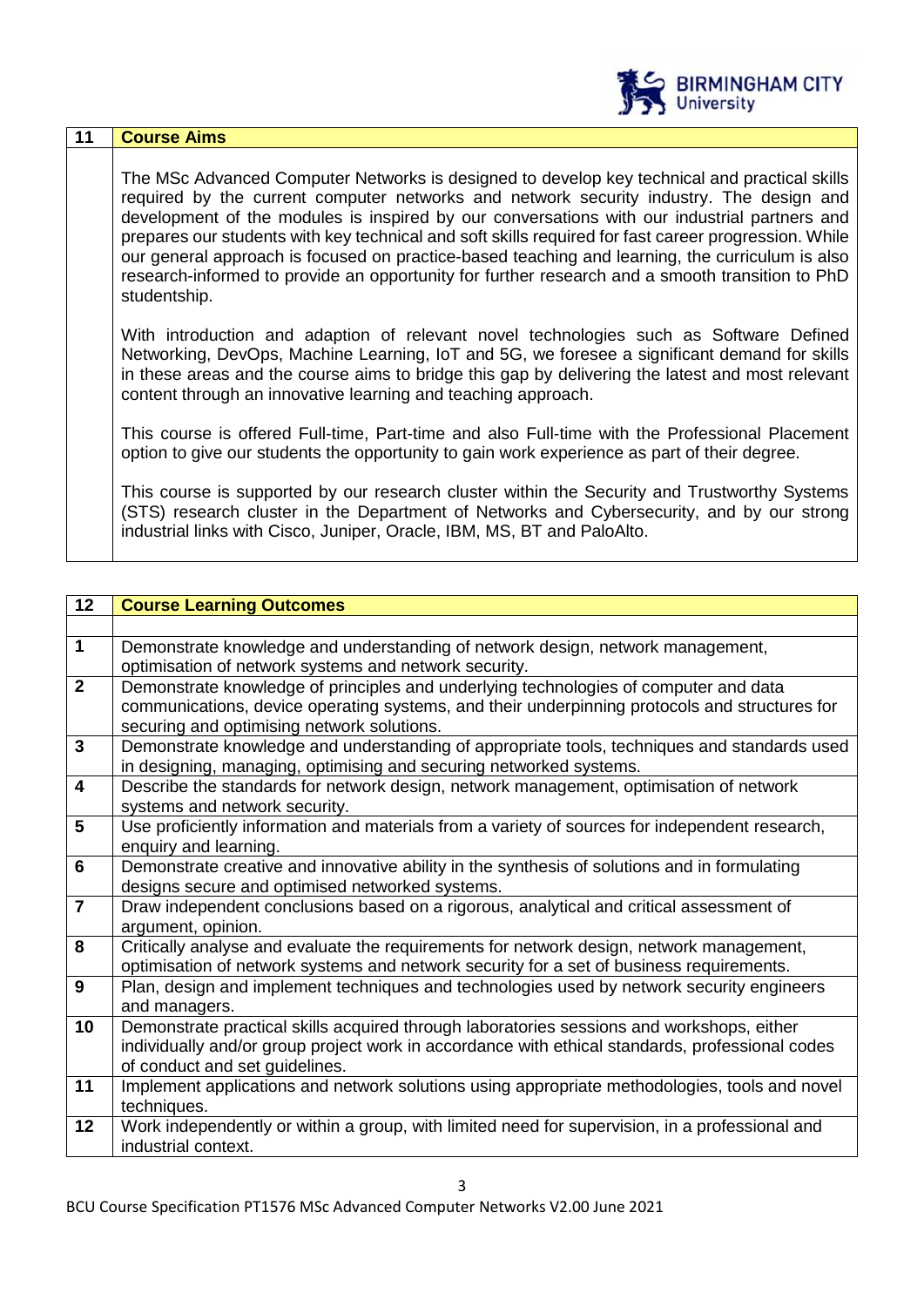| 11 | Course Aims |
|---|---|

The MSc Advanced Computer Networks is designed to develop key technical and practical skills required by the current computer networks and network security industry. The design and development of the modules is inspired by our conversations with our industrial partners and prepares our students with key technical and soft skills required for fast career progression. While our general approach is focused on practice-based teaching and learning, the curriculum is also research-informed to provide an opportunity for further research and a smooth transition to PhD studentship.

With introduction and adaption of relevant novel technologies such as Software Defined Networking, DevOps, Machine Learning, IoT and 5G, we foresee a significant demand for skills in these areas and the course aims to bridge this gap by delivering the latest and most relevant content through an innovative learning and teaching approach.

This course is offered Full-time, Part-time and also Full-time with the Professional Placement option to give our students the opportunity to gain work experience as part of their degree.

This course is supported by our research cluster within the Security and Trustworthy Systems (STS) research cluster in the Department of Networks and Cybersecurity, and by our strong industrial links with Cisco, Juniper, Oracle, IBM, MS, BT and PaloAlto.

| 12 | Course Learning Outcomes |
|---|---|
| | |
| 1 | Demonstrate knowledge and understanding of network design, network management, optimisation of network systems and network security. |
| 2 | Demonstrate knowledge of principles and underlying technologies of computer and data communications, device operating systems, and their underpinning protocols and structures for securing and optimising network solutions. |
| 3 | Demonstrate knowledge and understanding of appropriate tools, techniques and standards used in designing, managing, optimising and securing networked systems. |
| 4 | Describe the standards for network design, network management, optimisation of network systems and network security. |
| 5 | Use proficiently information and materials from a variety of sources for independent research, enquiry and learning. |
| 6 | Demonstrate creative and innovative ability in the synthesis of solutions and in formulating designs secure and optimised networked systems. |
| 7 | Draw independent conclusions based on a rigorous, analytical and critical assessment of argument, opinion. |
| 8 | Critically analyse and evaluate the requirements for network design, network management, optimisation of network systems and network security for a set of business requirements. |
| 9 | Plan, design and implement techniques and technologies used by network security engineers and managers. |
| 10 | Demonstrate practical skills acquired through laboratories sessions and workshops, either individually and/or group project work in accordance with ethical standards, professional codes of conduct and set guidelines. |
| 11 | Implement applications and network solutions using appropriate methodologies, tools and novel techniques. |
| 12 | Work independently or within a group, with limited need for supervision, in a professional and industrial context. |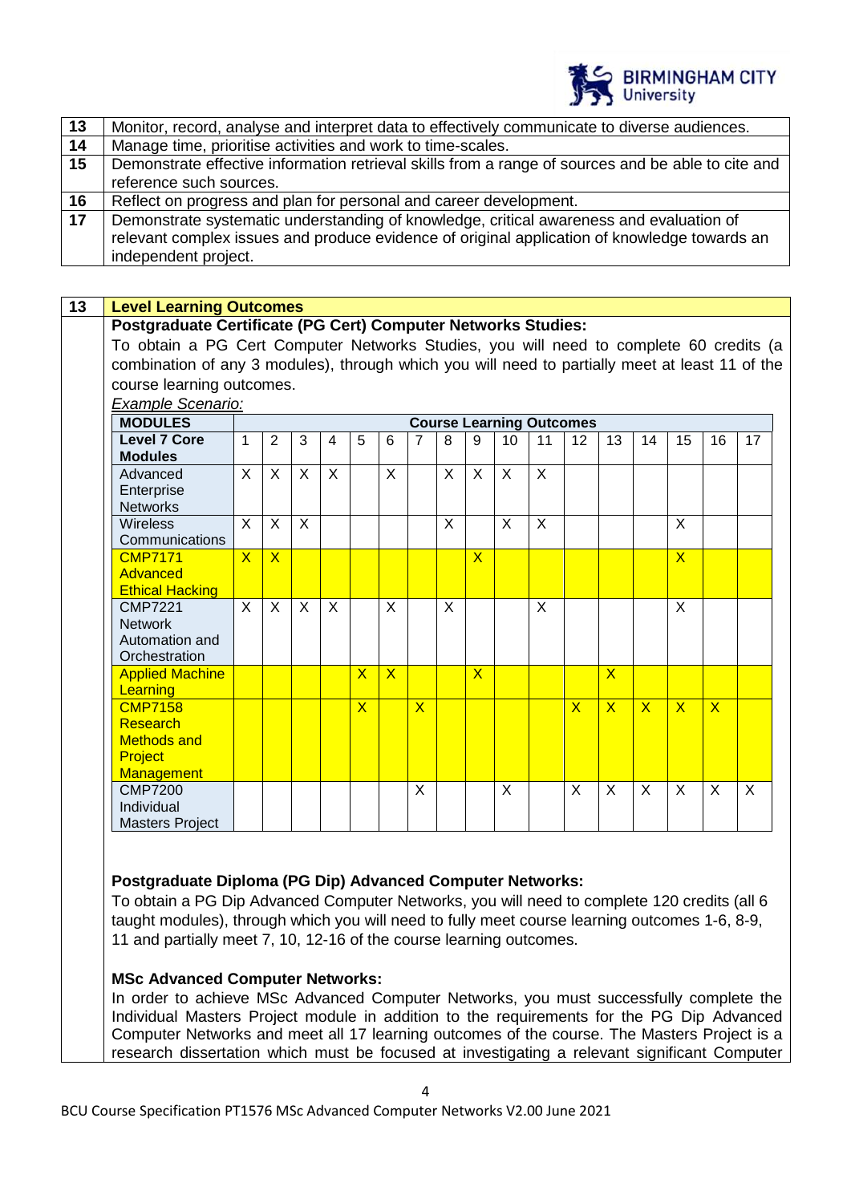| | |
|---|---|
| **13** | Monitor, record, analyse and interpret data to effectively communicate to diverse audiences. |
| **14** | Manage time, prioritise activities and work to time-scales. |
| **15** | Demonstrate effective information retrieval skills from a range of sources and be able to cite and reference such sources. |
| **16** | Reflect on progress and plan for personal and career development. |
| **17** | Demonstrate systematic understanding of knowledge, critical awareness and evaluation of relevant complex issues and produce evidence of original application of knowledge towards an independent project. |

## 13 Level Learning Outcomes

**Postgraduate Certificate (PG Cert) Computer Networks Studies:**

To obtain a PG Cert Computer Networks Studies, you will need to complete 60 credits (a combination of any 3 modules), through which you will need to partially meet at least 11 of the course learning outcomes.

*Example Scenario:*

| MODULES | Course Learning Outcomes | | | | | | | | | | | | | | | | |
|---|---|---|---|---|---|---|---|---|---|---|---|---|---|---|---|---|---|
| **Level 7 Core Modules** | 1 | 2 | 3 | 4 | 5 | 6 | 7 | 8 | 9 | 10 | 11 | 12 | 13 | 14 | 15 | 16 | 17 |
| Advanced Enterprise Networks | X | X | X | X | | X | | X | X | X | X | | | | | | |
| Wireless Communications | X | X | X | | | | | X | | X | X | | | | X | | |
| CMP7171 Advanced Ethical Hacking | X | X | | | | | | | X | | | | | | X | | |
| CMP7221 Network Automation and Orchestration | X | X | X | X | | X | | X | | | X | | | | X | | |
| Applied Machine Learning | | | | | X | X | | | X | | | | X | | | | |
| CMP7158 Research Methods and Project Management | | | | | X | | X | | | | | X | X | X | X | X | |
| CMP7200 Individual Masters Project | | | | | | | X | | | X | | X | X | X | X | X | X |

**Postgraduate Diploma (PG Dip) Advanced Computer Networks:**

To obtain a PG Dip Advanced Computer Networks, you will need to complete 120 credits (all 6 taught modules), through which you will need to fully meet course learning outcomes 1-6, 8-9, 11 and partially meet 7, 10, 12-16 of the course learning outcomes.

**MSc Advanced Computer Networks:**

In order to achieve MSc Advanced Computer Networks, you must successfully complete the Individual Masters Project module in addition to the requirements for the PG Dip Advanced Computer Networks and meet all 17 learning outcomes of the course. The Masters Project is a research dissertation which must be focused at investigating a relevant significant Computer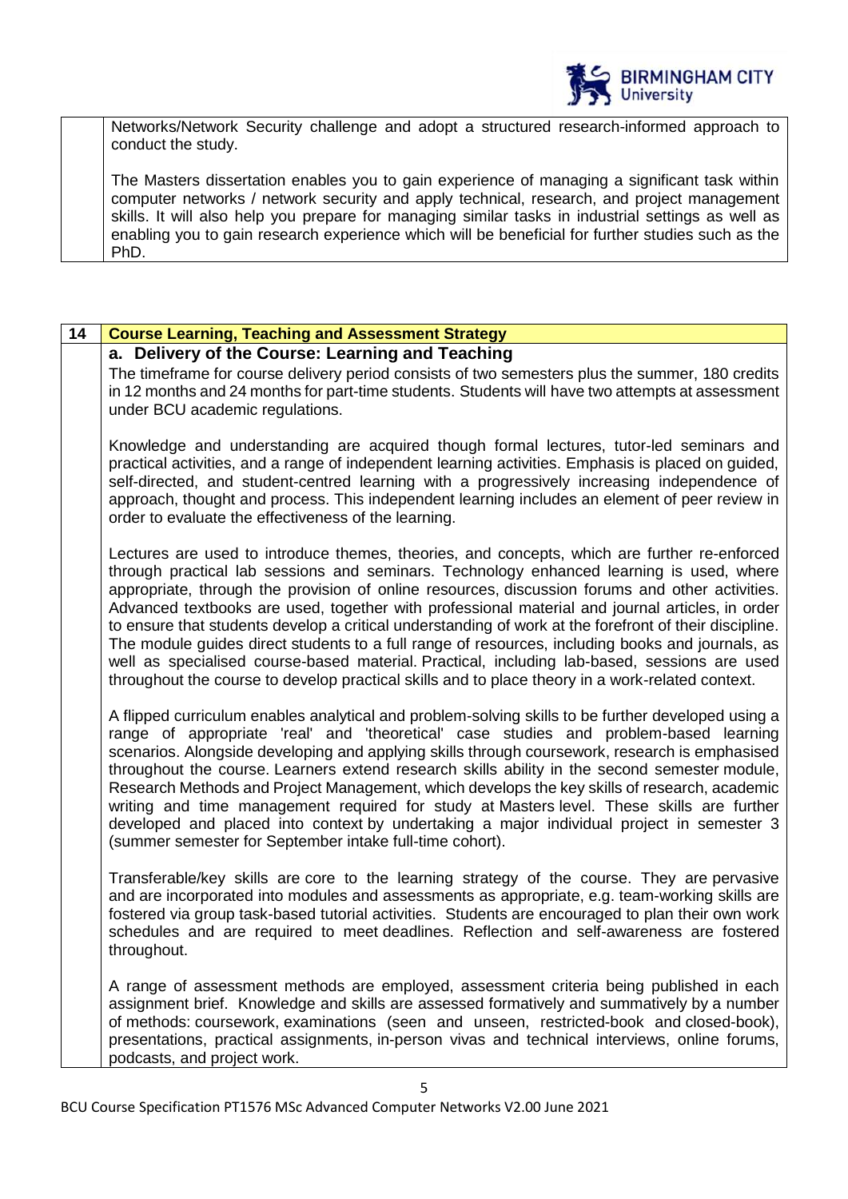Networks/Network Security challenge and adopt a structured research-informed approach to conduct the study.

The Masters dissertation enables you to gain experience of managing a significant task within computer networks / network security and apply technical, research, and project management skills. It will also help you prepare for managing similar tasks in industrial settings as well as enabling you to gain research experience which will be beneficial for further studies such as the PhD.

## 14 Course Learning, Teaching and Assessment Strategy

### a. Delivery of the Course: Learning and Teaching

The timeframe for course delivery period consists of two semesters plus the summer, 180 credits in 12 months and 24 months for part-time students. Students will have two attempts at assessment under BCU academic regulations.

Knowledge and understanding are acquired though formal lectures, tutor-led seminars and practical activities, and a range of independent learning activities. Emphasis is placed on guided, self-directed, and student-centred learning with a progressively increasing independence of approach, thought and process. This independent learning includes an element of peer review in order to evaluate the effectiveness of the learning.

Lectures are used to introduce themes, theories, and concepts, which are further re-enforced through practical lab sessions and seminars. Technology enhanced learning is used, where appropriate, through the provision of online resources, discussion forums and other activities. Advanced textbooks are used, together with professional material and journal articles, in order to ensure that students develop a critical understanding of work at the forefront of their discipline. The module guides direct students to a full range of resources, including books and journals, as well as specialised course-based material. Practical, including lab-based, sessions are used throughout the course to develop practical skills and to place theory in a work-related context.

A flipped curriculum enables analytical and problem-solving skills to be further developed using a range of appropriate 'real' and 'theoretical' case studies and problem-based learning scenarios. Alongside developing and applying skills through coursework, research is emphasised throughout the course. Learners extend research skills ability in the second semester module, Research Methods and Project Management, which develops the key skills of research, academic writing and time management required for study at Masters level. These skills are further developed and placed into context by undertaking a major individual project in semester 3 (summer semester for September intake full-time cohort).

Transferable/key skills are core to the learning strategy of the course. They are pervasive and are incorporated into modules and assessments as appropriate, e.g. team-working skills are fostered via group task-based tutorial activities. Students are encouraged to plan their own work schedules and are required to meet deadlines. Reflection and self-awareness are fostered throughout.

A range of assessment methods are employed, assessment criteria being published in each assignment brief. Knowledge and skills are assessed formatively and summatively by a number of methods: coursework, examinations (seen and unseen, restricted-book and closed-book), presentations, practical assignments, in-person vivas and technical interviews, online forums, podcasts, and project work.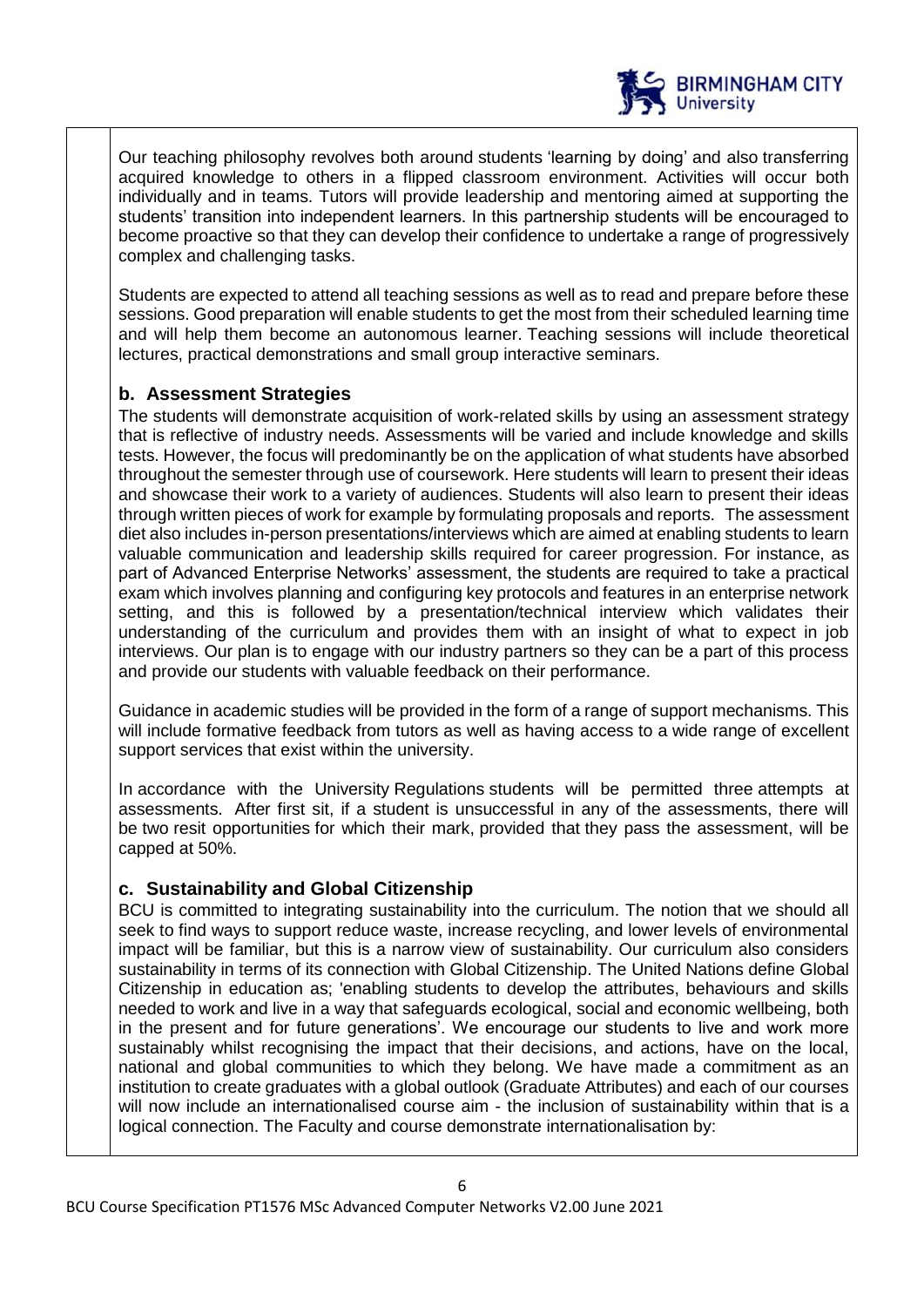Our teaching philosophy revolves both around students 'learning by doing' and also transferring acquired knowledge to others in a flipped classroom environment. Activities will occur both individually and in teams. Tutors will provide leadership and mentoring aimed at supporting the students' transition into independent learners. In this partnership students will be encouraged to become proactive so that they can develop their confidence to undertake a range of progressively complex and challenging tasks.

Students are expected to attend all teaching sessions as well as to read and prepare before these sessions. Good preparation will enable students to get the most from their scheduled learning time and will help them become an autonomous learner. Teaching sessions will include theoretical lectures, practical demonstrations and small group interactive seminars.

### b. Assessment Strategies

The students will demonstrate acquisition of work-related skills by using an assessment strategy that is reflective of industry needs. Assessments will be varied and include knowledge and skills tests. However, the focus will predominantly be on the application of what students have absorbed throughout the semester through use of coursework. Here students will learn to present their ideas and showcase their work to a variety of audiences. Students will also learn to present their ideas through written pieces of work for example by formulating proposals and reports. The assessment diet also includes in-person presentations/interviews which are aimed at enabling students to learn valuable communication and leadership skills required for career progression. For instance, as part of Advanced Enterprise Networks' assessment, the students are required to take a practical exam which involves planning and configuring key protocols and features in an enterprise network setting, and this is followed by a presentation/technical interview which validates their understanding of the curriculum and provides them with an insight of what to expect in job interviews. Our plan is to engage with our industry partners so they can be a part of this process and provide our students with valuable feedback on their performance.

Guidance in academic studies will be provided in the form of a range of support mechanisms. This will include formative feedback from tutors as well as having access to a wide range of excellent support services that exist within the university.

In accordance with the University Regulations students will be permitted three attempts at assessments. After first sit, if a student is unsuccessful in any of the assessments, there will be two resit opportunities for which their mark, provided that they pass the assessment, will be capped at 50%.

### c. Sustainability and Global Citizenship

BCU is committed to integrating sustainability into the curriculum. The notion that we should all seek to find ways to support reduce waste, increase recycling, and lower levels of environmental impact will be familiar, but this is a narrow view of sustainability. Our curriculum also considers sustainability in terms of its connection with Global Citizenship. The United Nations define Global Citizenship in education as; 'enabling students to develop the attributes, behaviours and skills needed to work and live in a way that safeguards ecological, social and economic wellbeing, both in the present and for future generations'. We encourage our students to live and work more sustainably whilst recognising the impact that their decisions, and actions, have on the local, national and global communities to which they belong. We have made a commitment as an institution to create graduates with a global outlook (Graduate Attributes) and each of our courses will now include an internationalised course aim - the inclusion of sustainability within that is a logical connection. The Faculty and course demonstrate internationalisation by: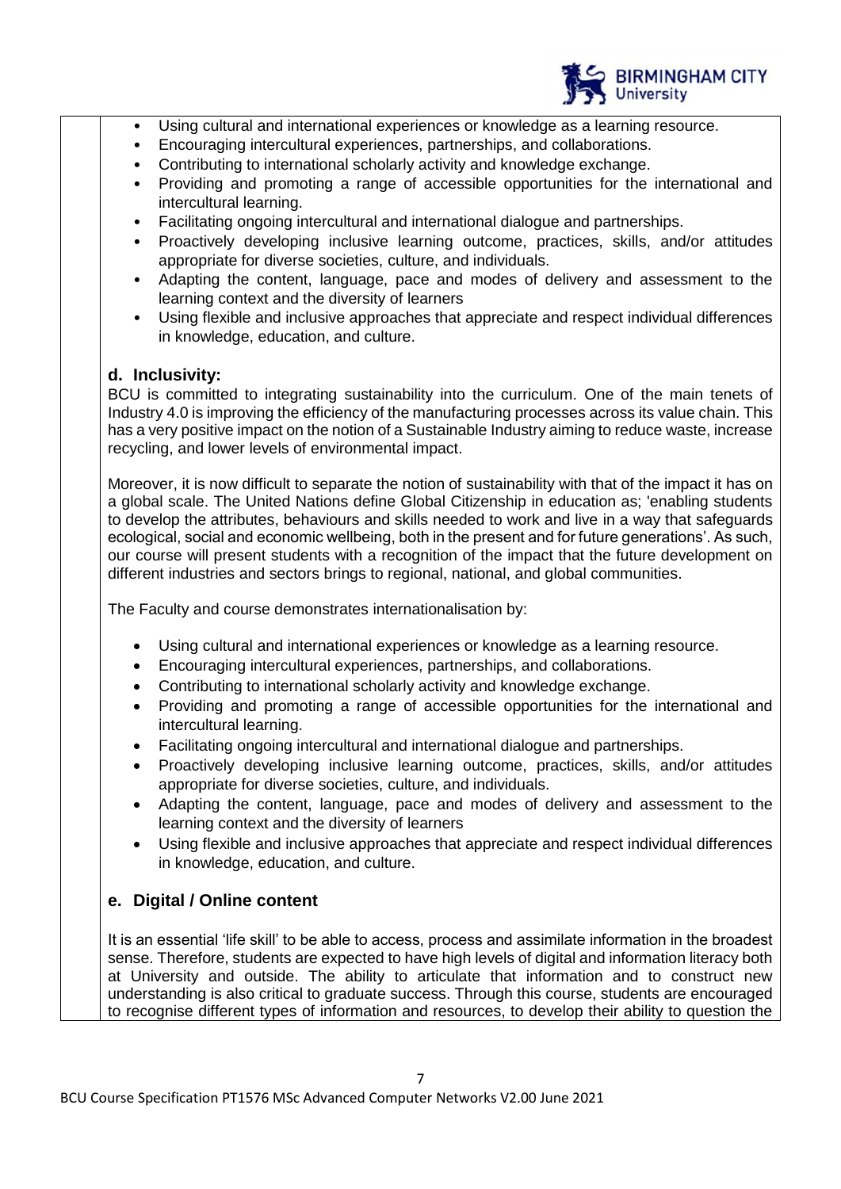- Using cultural and international experiences or knowledge as a learning resource.
- Encouraging intercultural experiences, partnerships, and collaborations.
- Contributing to international scholarly activity and knowledge exchange.
- Providing and promoting a range of accessible opportunities for the international and intercultural learning.
- Facilitating ongoing intercultural and international dialogue and partnerships.
- Proactively developing inclusive learning outcome, practices, skills, and/or attitudes appropriate for diverse societies, culture, and individuals.
- Adapting the content, language, pace and modes of delivery and assessment to the learning context and the diversity of learners
- Using flexible and inclusive approaches that appreciate and respect individual differences in knowledge, education, and culture.

### d. Inclusivity:

BCU is committed to integrating sustainability into the curriculum. One of the main tenets of Industry 4.0 is improving the efficiency of the manufacturing processes across its value chain. This has a very positive impact on the notion of a Sustainable Industry aiming to reduce waste, increase recycling, and lower levels of environmental impact.

Moreover, it is now difficult to separate the notion of sustainability with that of the impact it has on a global scale. The United Nations define Global Citizenship in education as; 'enabling students to develop the attributes, behaviours and skills needed to work and live in a way that safeguards ecological, social and economic wellbeing, both in the present and for future generations'. As such, our course will present students with a recognition of the impact that the future development on different industries and sectors brings to regional, national, and global communities.

The Faculty and course demonstrates internationalisation by:

- Using cultural and international experiences or knowledge as a learning resource.
- Encouraging intercultural experiences, partnerships, and collaborations.
- Contributing to international scholarly activity and knowledge exchange.
- Providing and promoting a range of accessible opportunities for the international and intercultural learning.
- Facilitating ongoing intercultural and international dialogue and partnerships.
- Proactively developing inclusive learning outcome, practices, skills, and/or attitudes appropriate for diverse societies, culture, and individuals.
- Adapting the content, language, pace and modes of delivery and assessment to the learning context and the diversity of learners
- Using flexible and inclusive approaches that appreciate and respect individual differences in knowledge, education, and culture.

### e. Digital / Online content

It is an essential 'life skill' to be able to access, process and assimilate information in the broadest sense. Therefore, students are expected to have high levels of digital and information literacy both at University and outside. The ability to articulate that information and to construct new understanding is also critical to graduate success. Through this course, students are encouraged to recognise different types of information and resources, to develop their ability to question the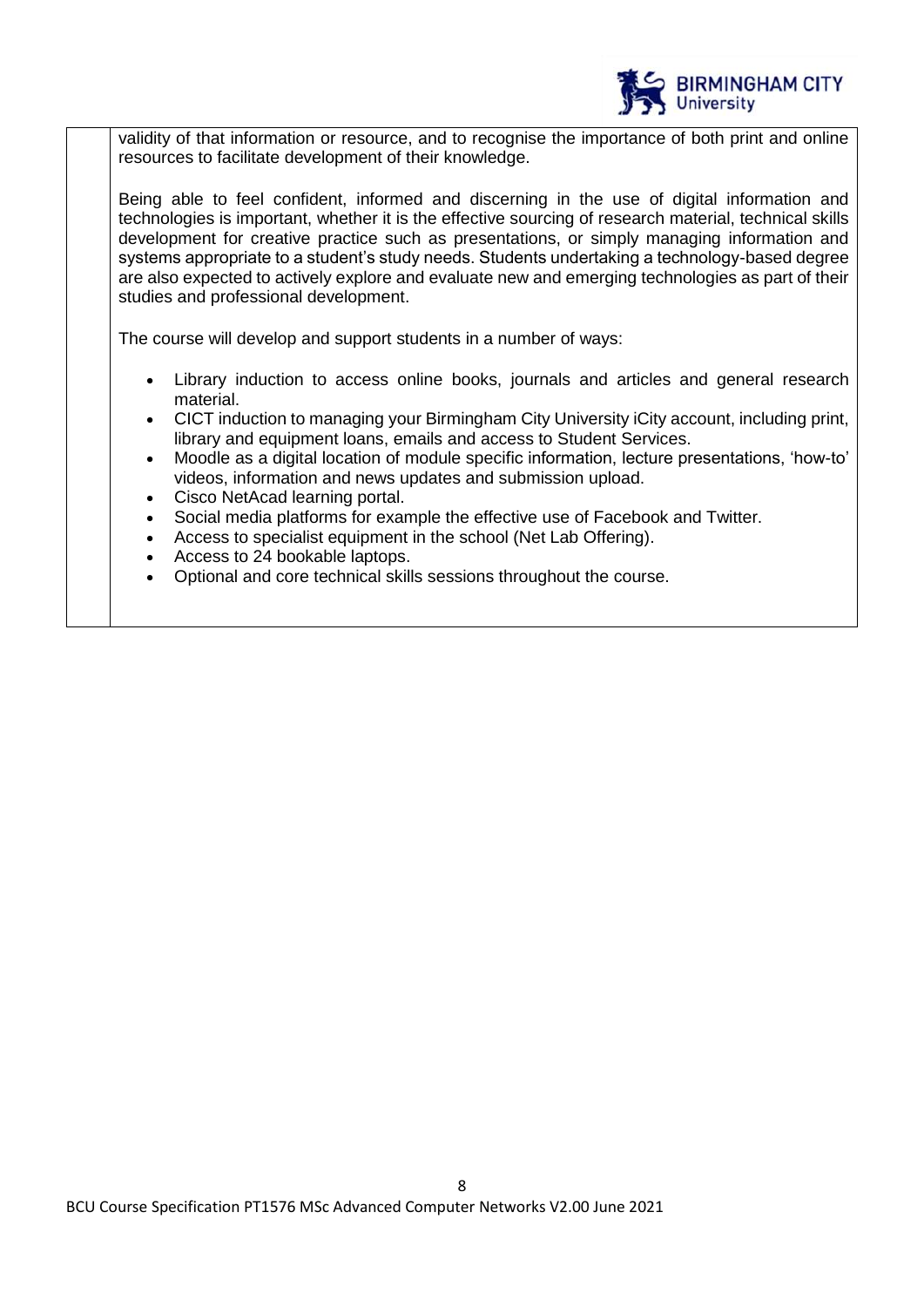validity of that information or resource, and to recognise the importance of both print and online resources to facilitate development of their knowledge.

Being able to feel confident, informed and discerning in the use of digital information and technologies is important, whether it is the effective sourcing of research material, technical skills development for creative practice such as presentations, or simply managing information and systems appropriate to a student's study needs. Students undertaking a technology-based degree are also expected to actively explore and evaluate new and emerging technologies as part of their studies and professional development.

The course will develop and support students in a number of ways:

- Library induction to access online books, journals and articles and general research material.
- CICT induction to managing your Birmingham City University iCity account, including print, library and equipment loans, emails and access to Student Services.
- Moodle as a digital location of module specific information, lecture presentations, 'how-to' videos, information and news updates and submission upload.
- Cisco NetAcad learning portal.
- Social media platforms for example the effective use of Facebook and Twitter.
- Access to specialist equipment in the school (Net Lab Offering).
- Access to 24 bookable laptops.
- Optional and core technical skills sessions throughout the course.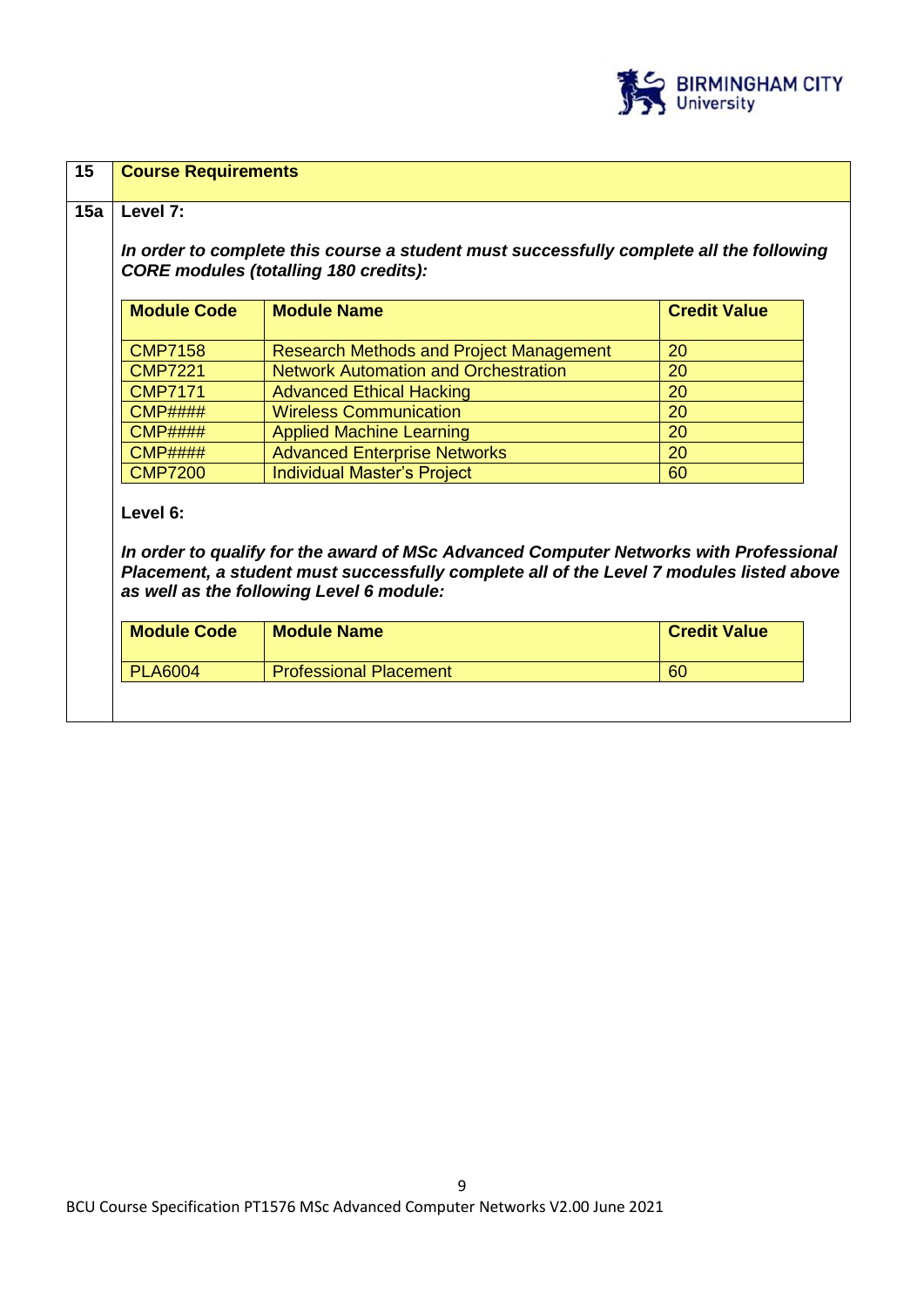## 15 Course Requirements

### 15a Level 7:

***In order to complete this course a student must successfully complete all the following CORE modules (totalling 180 credits):***

| Module Code | Module Name | Credit Value |
|---|---|---|
| CMP7158 | Research Methods and Project Management | 20 |
| CMP7221 | Network Automation and Orchestration | 20 |
| CMP7171 | Advanced Ethical Hacking | 20 |
| CMP#### | Wireless Communication | 20 |
| CMP#### | Applied Machine Learning | 20 |
| CMP#### | Advanced Enterprise Networks | 20 |
| CMP7200 | Individual Master's Project | 60 |

**Level 6:**

***In order to qualify for the award of MSc Advanced Computer Networks with Professional Placement, a student must successfully complete all of the Level 7 modules listed above as well as the following Level 6 module:***

| Module Code | Module Name | Credit Value |
|---|---|---|
| PLA6004 | Professional Placement | 60 |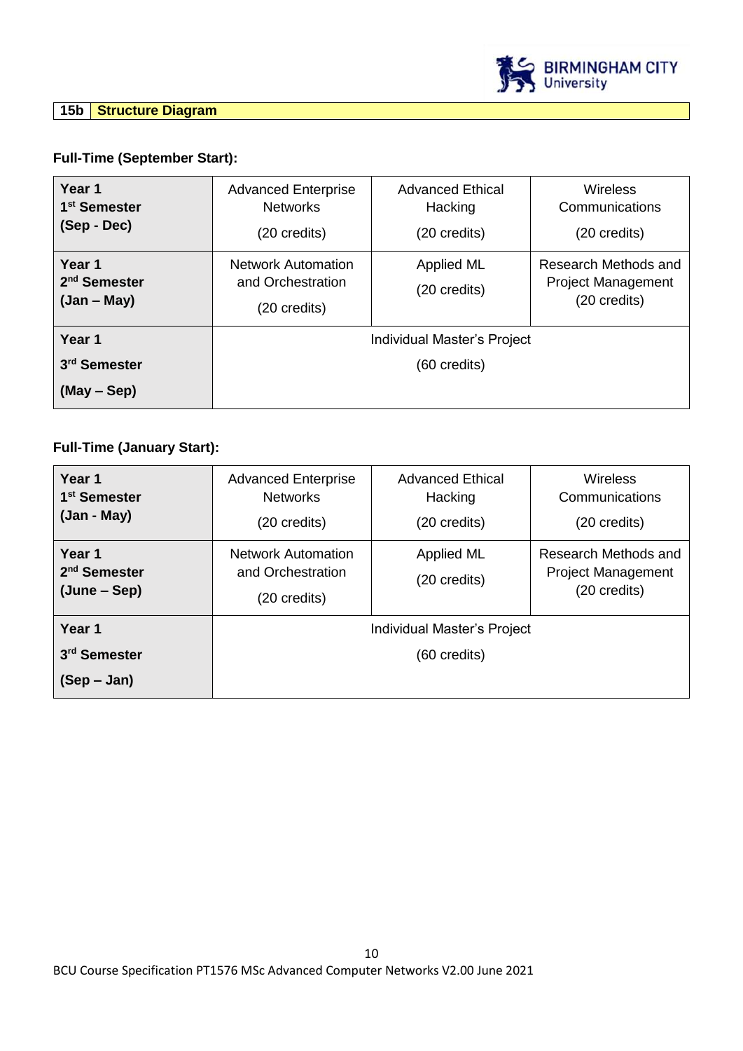## 15b Structure Diagram

**Full-Time (September Start):**

| | | | |
|---|---|---|---|
| **Year 1 1st Semester (Sep - Dec)** | Advanced Enterprise Networks (20 credits) | Advanced Ethical Hacking (20 credits) | Wireless Communications (20 credits) |
| **Year 1 2nd Semester (Jan – May)** | Network Automation and Orchestration (20 credits) | Applied ML (20 credits) | Research Methods and Project Management (20 credits) |
| **Year 1 3rd Semester (May – Sep)** | Individual Master's Project (60 credits) | | |

**Full-Time (January Start):**

| | | | |
|---|---|---|---|
| **Year 1 1st Semester (Jan - May)** | Advanced Enterprise Networks (20 credits) | Advanced Ethical Hacking (20 credits) | Wireless Communications (20 credits) |
| **Year 1 2nd Semester (June – Sep)** | Network Automation and Orchestration (20 credits) | Applied ML (20 credits) | Research Methods and Project Management (20 credits) |
| **Year 1 3rd Semester (Sep – Jan)** | Individual Master's Project (60 credits) | | |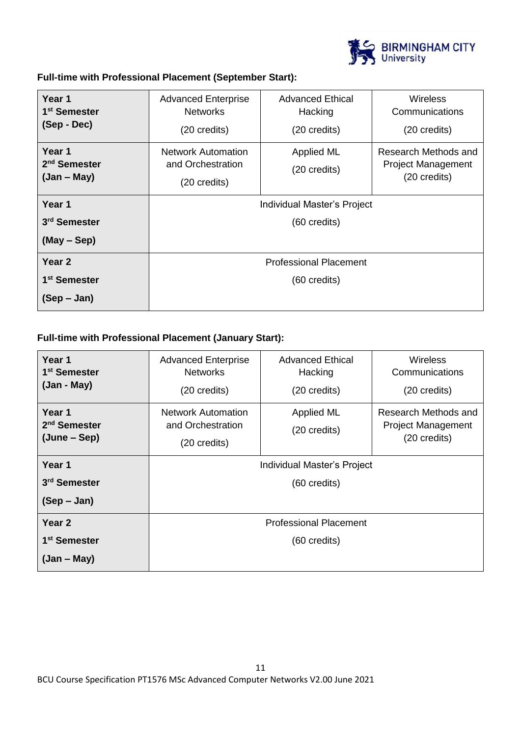**Full-time with Professional Placement (September Start):**

| Year 1 1st Semester (Sep - Dec) | Advanced Enterprise Networks (20 credits) | Advanced Ethical Hacking (20 credits) | Wireless Communications (20 credits) |
|---|---|---|---|
| **Year 1 2nd Semester (Jan – May)** | Network Automation and Orchestration (20 credits) | Applied ML (20 credits) | Research Methods and Project Management (20 credits) |
| **Year 1 3rd Semester (May – Sep)** | Individual Master's Project (60 credits) | | |
| **Year 2 1st Semester (Sep – Jan)** | Professional Placement (60 credits) | | |

**Full-time with Professional Placement (January Start):**

| Year 1 1st Semester (Jan - May) | Advanced Enterprise Networks (20 credits) | Advanced Ethical Hacking (20 credits) | Wireless Communications (20 credits) |
|---|---|---|---|
| **Year 1 2nd Semester (June – Sep)** | Network Automation and Orchestration (20 credits) | Applied ML (20 credits) | Research Methods and Project Management (20 credits) |
| **Year 1 3rd Semester (Sep – Jan)** | Individual Master's Project (60 credits) | | |
| **Year 2 1st Semester (Jan – May)** | Professional Placement (60 credits) | | |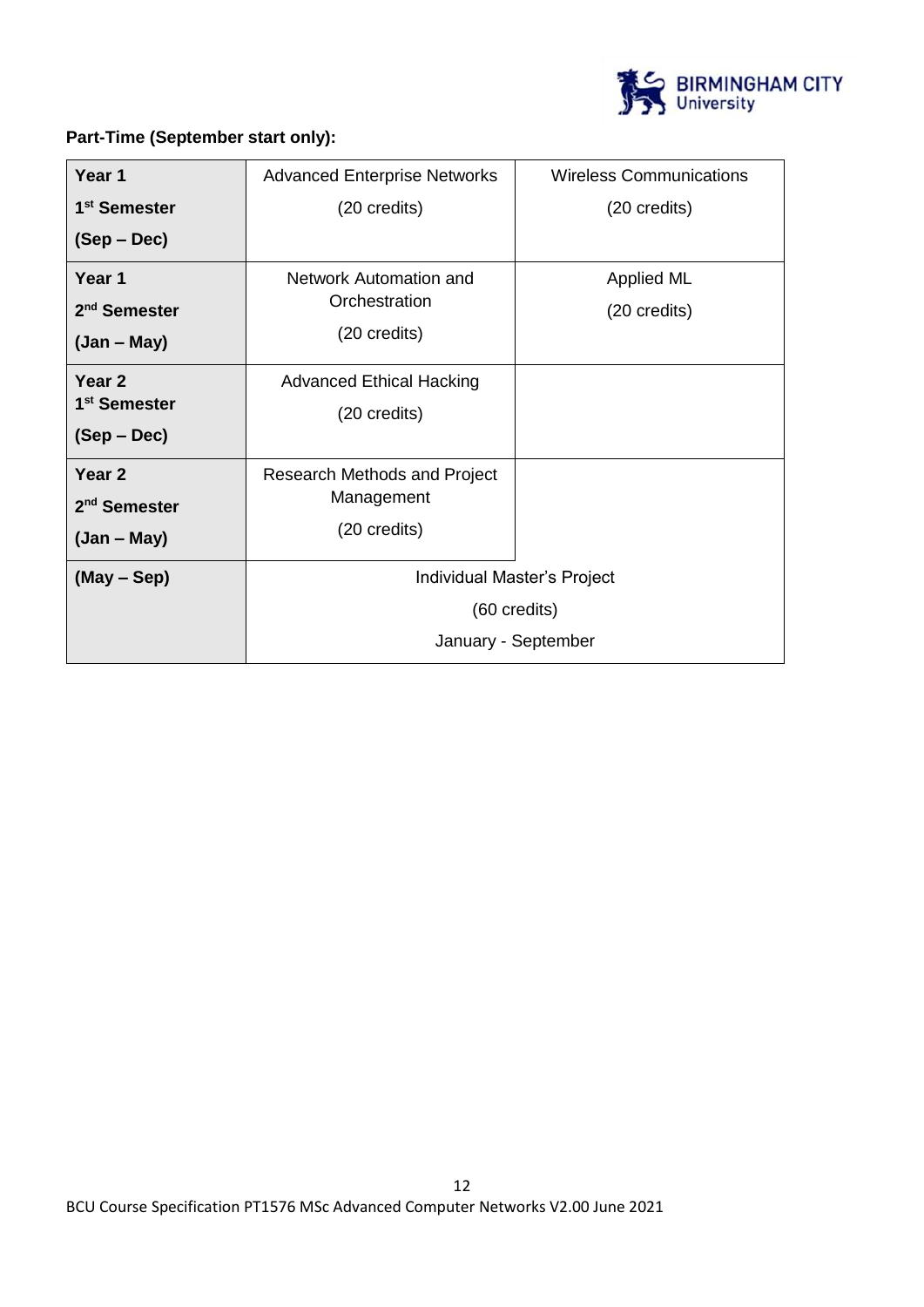**Part-Time (September start only):**

| | | |
|---|---|---|
| **Year 1 1st Semester (Sep – Dec)** | Advanced Enterprise Networks (20 credits) | Wireless Communications (20 credits) |
| **Year 1 2nd Semester (Jan – May)** | Network Automation and Orchestration (20 credits) | Applied ML (20 credits) |
| **Year 2 1st Semester (Sep – Dec)** | Advanced Ethical Hacking (20 credits) | |
| **Year 2 2nd Semester (Jan – May)** | Research Methods and Project Management (20 credits) | |
| **(May – Sep)** | Individual Master's Project (60 credits) January - September | |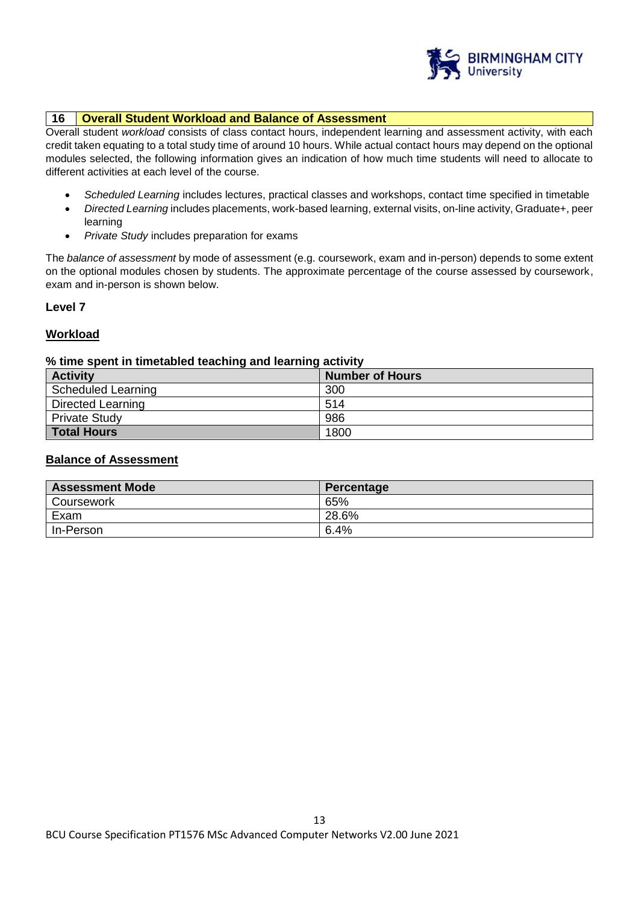## 16 Overall Student Workload and Balance of Assessment

Overall student *workload* consists of class contact hours, independent learning and assessment activity, with each credit taken equating to a total study time of around 10 hours. While actual contact hours may depend on the optional modules selected, the following information gives an indication of how much time students will need to allocate to different activities at each level of the course.

- *Scheduled Learning* includes lectures, practical classes and workshops, contact time specified in timetable
- *Directed Learning* includes placements, work-based learning, external visits, on-line activity, Graduate+, peer learning
- *Private Study* includes preparation for exams

The *balance of assessment* by mode of assessment (e.g. coursework, exam and in-person) depends to some extent on the optional modules chosen by students. The approximate percentage of the course assessed by coursework, exam and in-person is shown below.

### Level 7

#### Workload

**% time spent in timetabled teaching and learning activity**

| Activity | Number of Hours |
|---|---|
| Scheduled Learning | 300 |
| Directed Learning | 514 |
| Private Study | 986 |
| **Total Hours** | 1800 |

#### Balance of Assessment

| Assessment Mode | Percentage |
|---|---|
| Coursework | 65% |
| Exam | 28.6% |
| In-Person | 6.4% |